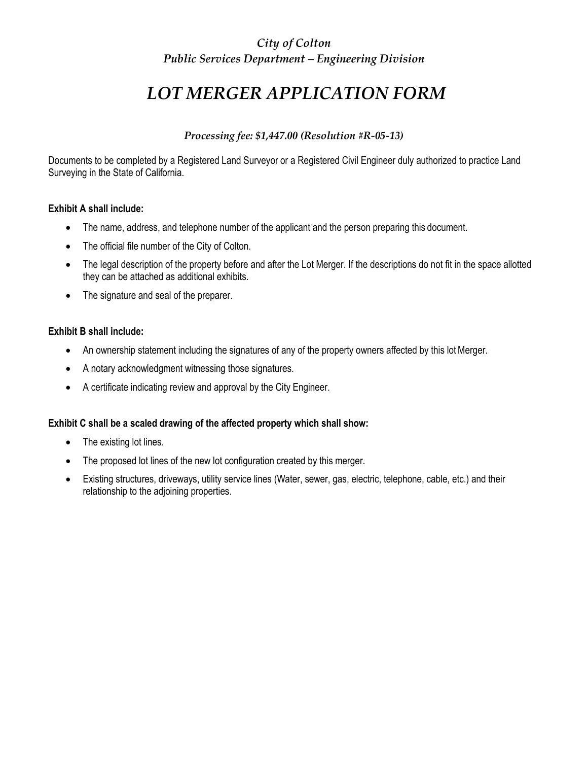*City of Colton*
*Public Services Department – Engineering Division*

# *LOT MERGER APPLICATION FORM*

*Processing fee: $1,447.00 (Resolution #R-05-13)*

Documents to be completed by a Registered Land Surveyor or a Registered Civil Engineer duly authorized to practice Land Surveying in the State of California.

**Exhibit A shall include:**

- The name, address, and telephone number of the applicant and the person preparing this document.
- The official file number of the City of Colton.
- The legal description of the property before and after the Lot Merger. If the descriptions do not fit in the space allotted they can be attached as additional exhibits.
- The signature and seal of the preparer.

**Exhibit B shall include:**

- An ownership statement including the signatures of any of the property owners affected by this lot Merger.
- A notary acknowledgment witnessing those signatures.
- A certificate indicating review and approval by the City Engineer.

**Exhibit C shall be a scaled drawing of the affected property which shall show:**

- The existing lot lines.
- The proposed lot lines of the new lot configuration created by this merger.
- Existing structures, driveways, utility service lines (Water, sewer, gas, electric, telephone, cable, etc.) and their relationship to the adjoining properties.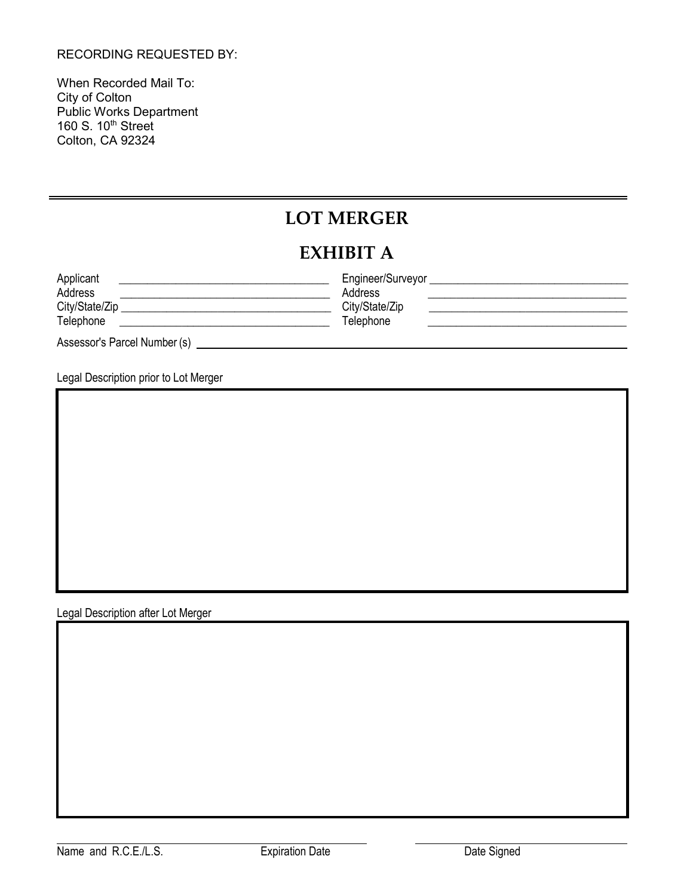RECORDING REQUESTED BY:

When Recorded Mail To:
City of Colton
Public Works Department
160 S. 10th Street
Colton, CA 92324

---

# LOT MERGER

# EXHIBIT A

| | | | |
|---|---|---|---|
| Applicant | ____________________ | Engineer/Surveyor | ____________________ |
| Address | ____________________ | Address | ____________________ |
| City/State/Zip | ____________________ | City/State/Zip | ____________________ |
| Telephone | ____________________ | Telephone | ____________________ |

Assessor's Parcel Number (s) ____________________

Legal Description prior to Lot Merger

| |
|---|
| |

Legal Description after Lot Merger

| |
|---|
| |

____________________ ____________________

Name and R.C.E./L.S. Expiration Date Date Signed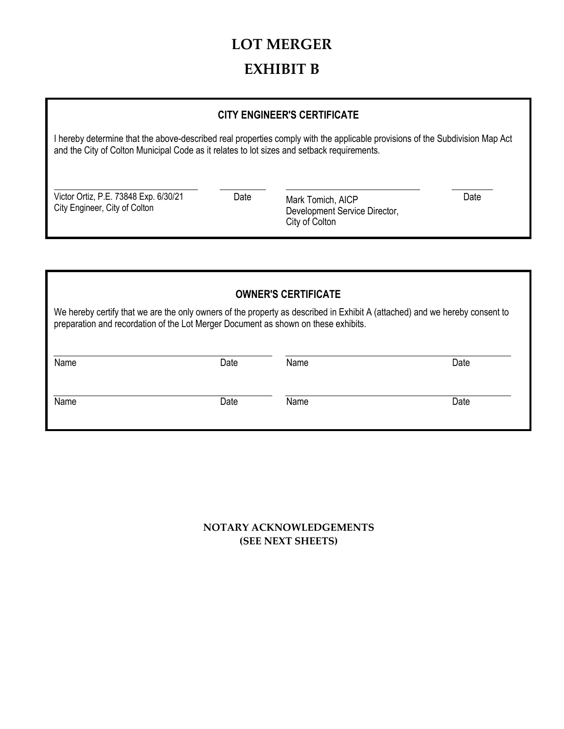# LOT MERGER

# EXHIBIT B

### CITY ENGINEER'S CERTIFICATE

I hereby determine that the above-described real properties comply with the applicable provisions of the Subdivision Map Act and the City of Colton Municipal Code as it relates to lot sizes and setback requirements.

| | | | |
|---|---|---|---|
| Victor Ortiz, P.E. 73848 Exp. 6/30/21<br>City Engineer, City of Colton | Date | Mark Tomich, AICP<br>Development Service Director,<br>City of Colton | Date |

### OWNER'S CERTIFICATE

We hereby certify that we are the only owners of the property as described in Exhibit A (attached) and we hereby consent to preparation and recordation of the Lot Merger Document as shown on these exhibits.

| | | | |
|---|---|---|---|
| Name | Date | Name | Date |
| Name | Date | Name | Date |

**NOTARY ACKNOWLEDGEMENTS**
**(SEE NEXT SHEETS)**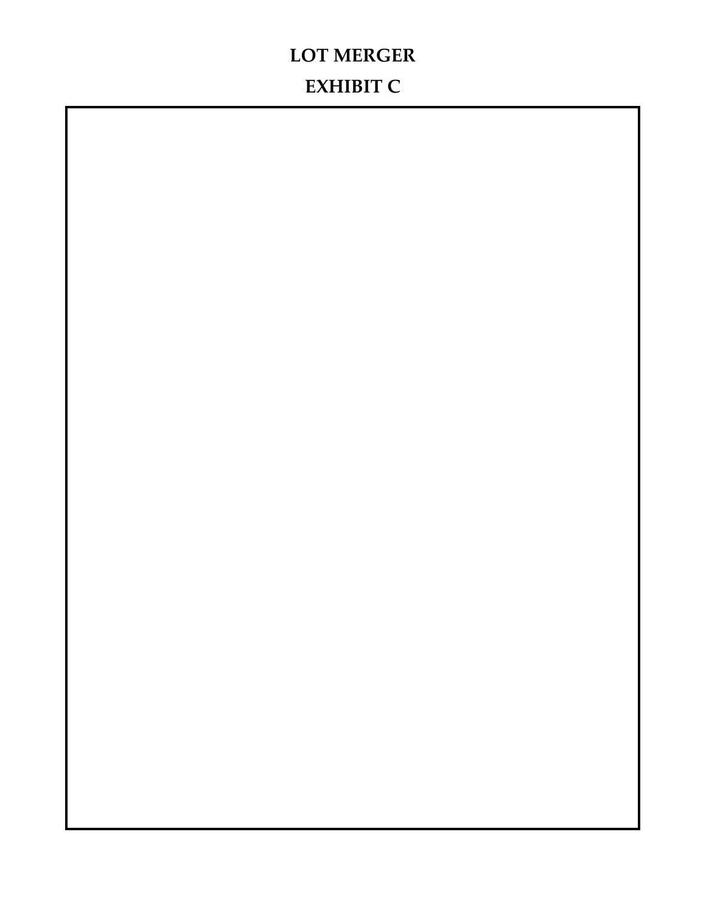**LOT MERGER**

**EXHIBIT C**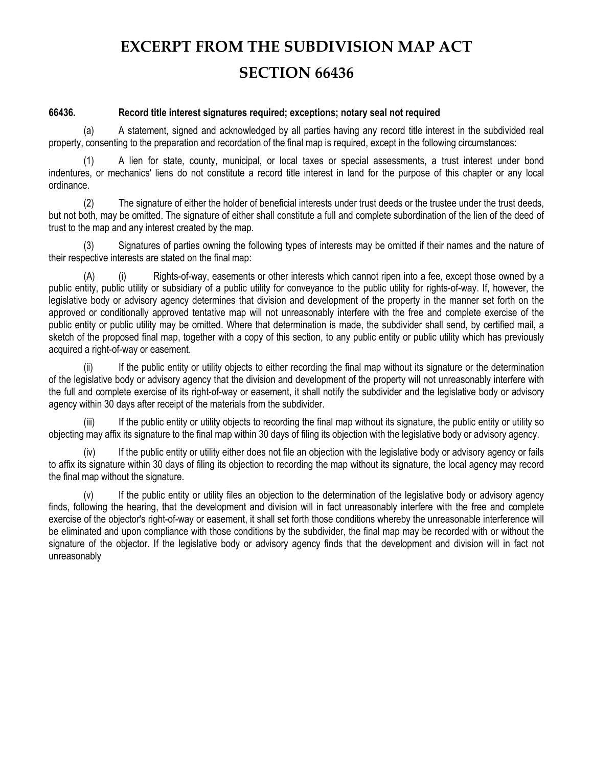# EXCERPT FROM THE SUBDIVISION MAP ACT

# SECTION 66436

**66436. Record title interest signatures required; exceptions; notary seal not required**

(a) A statement, signed and acknowledged by all parties having any record title interest in the subdivided real property, consenting to the preparation and recordation of the final map is required, except in the following circumstances:

(1) A lien for state, county, municipal, or local taxes or special assessments, a trust interest under bond indentures, or mechanics' liens do not constitute a record title interest in land for the purpose of this chapter or any local ordinance.

(2) The signature of either the holder of beneficial interests under trust deeds or the trustee under the trust deeds, but not both, may be omitted. The signature of either shall constitute a full and complete subordination of the lien of the deed of trust to the map and any interest created by the map.

(3) Signatures of parties owning the following types of interests may be omitted if their names and the nature of their respective interests are stated on the final map:

(A) (i) Rights-of-way, easements or other interests which cannot ripen into a fee, except those owned by a public entity, public utility or subsidiary of a public utility for conveyance to the public utility for rights-of-way. If, however, the legislative body or advisory agency determines that division and development of the property in the manner set forth on the approved or conditionally approved tentative map will not unreasonably interfere with the free and complete exercise of the public entity or public utility may be omitted. Where that determination is made, the subdivider shall send, by certified mail, a sketch of the proposed final map, together with a copy of this section, to any public entity or public utility which has previously acquired a right-of-way or easement.

(ii) If the public entity or utility objects to either recording the final map without its signature or the determination of the legislative body or advisory agency that the division and development of the property will not unreasonably interfere with the full and complete exercise of its right-of-way or easement, it shall notify the subdivider and the legislative body or advisory agency within 30 days after receipt of the materials from the subdivider.

(iii) If the public entity or utility objects to recording the final map without its signature, the public entity or utility so objecting may affix its signature to the final map within 30 days of filing its objection with the legislative body or advisory agency.

(iv) If the public entity or utility either does not file an objection with the legislative body or advisory agency or fails to affix its signature within 30 days of filing its objection to recording the map without its signature, the local agency may record the final map without the signature.

(v) If the public entity or utility files an objection to the determination of the legislative body or advisory agency finds, following the hearing, that the development and division will in fact unreasonably interfere with the free and complete exercise of the objector's right-of-way or easement, it shall set forth those conditions whereby the unreasonable interference will be eliminated and upon compliance with those conditions by the subdivider, the final map may be recorded with or without the signature of the objector. If the legislative body or advisory agency finds that the development and division will in fact not unreasonably